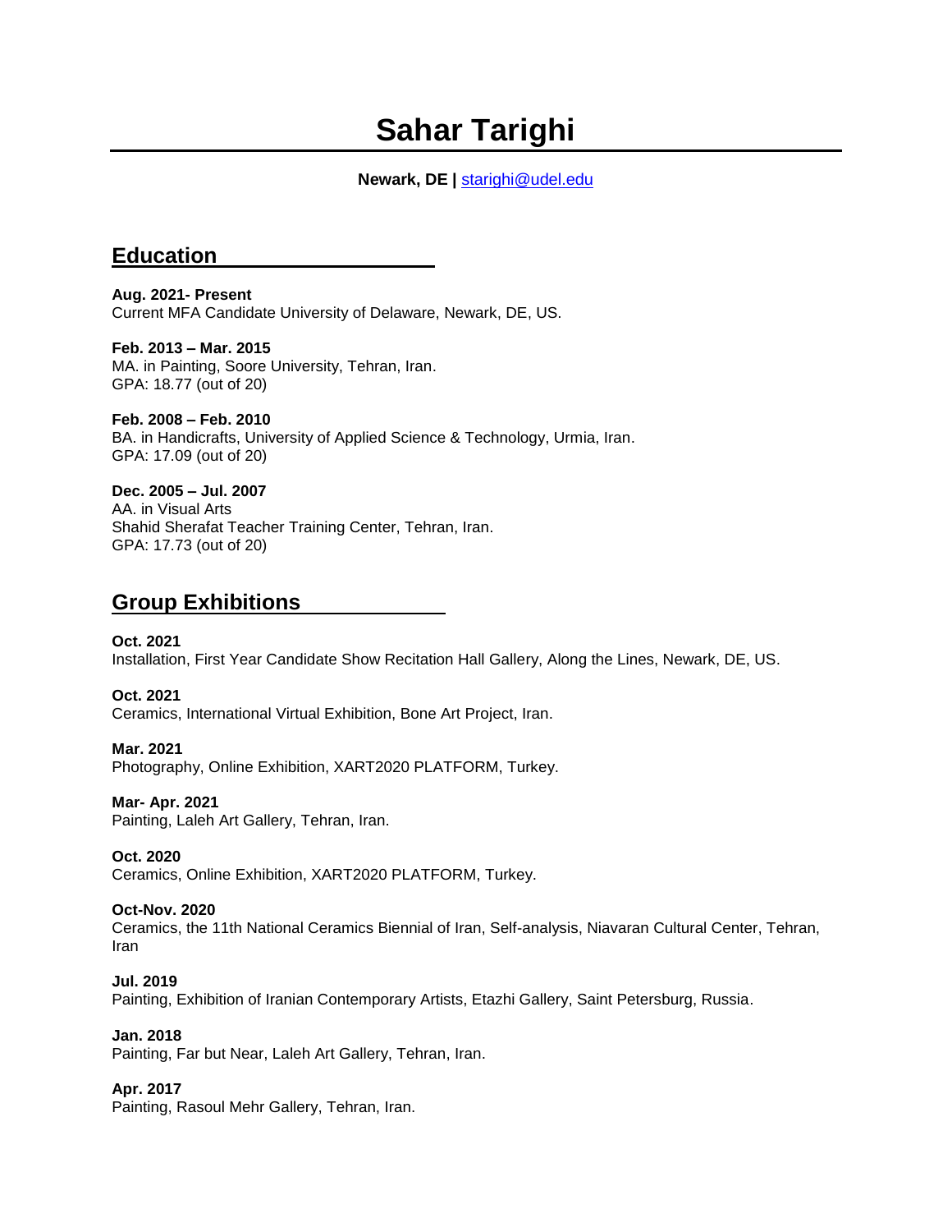# Sahar Tarighi

**Newark, DE |** [starighi@udel.edu](mailto:starighi@udel.edu)

## Education

**Aug. 2021- Present**
Current MFA Candidate University of Delaware, Newark, DE, US.

**Feb. 2013 – Mar. 2015**
MA. in Painting, Soore University, Tehran, Iran.
GPA: 18.77 (out of 20)

**Feb. 2008 – Feb. 2010**
BA. in Handicrafts, University of Applied Science & Technology, Urmia, Iran.
GPA: 17.09 (out of 20)

**Dec. 2005 – Jul. 2007**
AA. in Visual Arts
Shahid Sherafat Teacher Training Center, Tehran, Iran.
GPA: 17.73 (out of 20)

## Group Exhibitions

**Oct. 2021**
Installation, First Year Candidate Show Recitation Hall Gallery, Along the Lines, Newark, DE, US.

**Oct. 2021**
Ceramics, International Virtual Exhibition, Bone Art Project, Iran.

**Mar. 2021**
Photography, Online Exhibition, XART2020 PLATFORM, Turkey.

**Mar- Apr. 2021**
Painting, Laleh Art Gallery, Tehran, Iran.

**Oct. 2020**
Ceramics, Online Exhibition, XART2020 PLATFORM, Turkey.

**Oct-Nov. 2020**
Ceramics, the 11th National Ceramics Biennial of Iran, Self-analysis, Niavaran Cultural Center, Tehran, Iran

**Jul. 2019**
Painting, Exhibition of Iranian Contemporary Artists, Etazhi Gallery, Saint Petersburg, Russia.

**Jan. 2018**
Painting, Far but Near, Laleh Art Gallery, Tehran, Iran.

**Apr. 2017**
Painting, Rasoul Mehr Gallery, Tehran, Iran.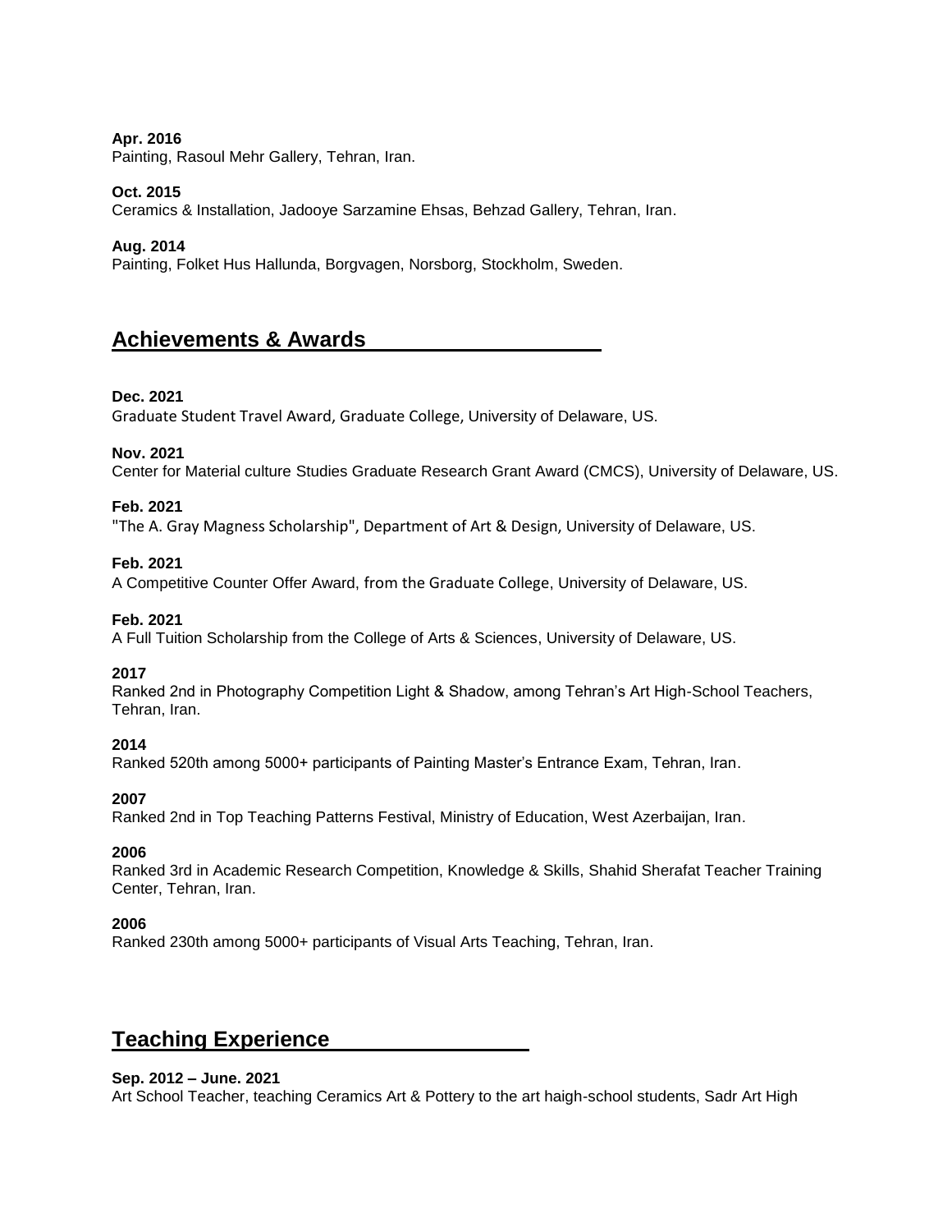**Apr. 2016**
Painting, Rasoul Mehr Gallery, Tehran, Iran.

**Oct. 2015**
Ceramics & Installation, Jadooye Sarzamine Ehsas, Behzad Gallery, Tehran, Iran.

**Aug. 2014**
Painting, Folket Hus Hallunda, Borgvagen, Norsborg, Stockholm, Sweden.

## Achievements & Awards

**Dec. 2021**
Graduate Student Travel Award, Graduate College, University of Delaware, US.

**Nov. 2021**
Center for Material culture Studies Graduate Research Grant Award (CMCS), University of Delaware, US.

**Feb. 2021**
"The A. Gray Magness Scholarship", Department of Art & Design, University of Delaware, US.

**Feb. 2021**
A Competitive Counter Offer Award, from the Graduate College, University of Delaware, US.

**Feb. 2021**
A Full Tuition Scholarship from the College of Arts & Sciences, University of Delaware, US.

**2017**
Ranked 2nd in Photography Competition Light & Shadow, among Tehran's Art High-School Teachers, Tehran, Iran.

**2014**
Ranked 520th among 5000+ participants of Painting Master's Entrance Exam, Tehran, Iran.

**2007**
Ranked 2nd in Top Teaching Patterns Festival, Ministry of Education, West Azerbaijan, Iran.

**2006**
Ranked 3rd in Academic Research Competition, Knowledge & Skills, Shahid Sherafat Teacher Training Center, Tehran, Iran.

**2006**
Ranked 230th among 5000+ participants of Visual Arts Teaching, Tehran, Iran.

## Teaching Experience

**Sep. 2012 – June. 2021**
Art School Teacher, teaching Ceramics Art & Pottery to the art haigh-school students, Sadr Art High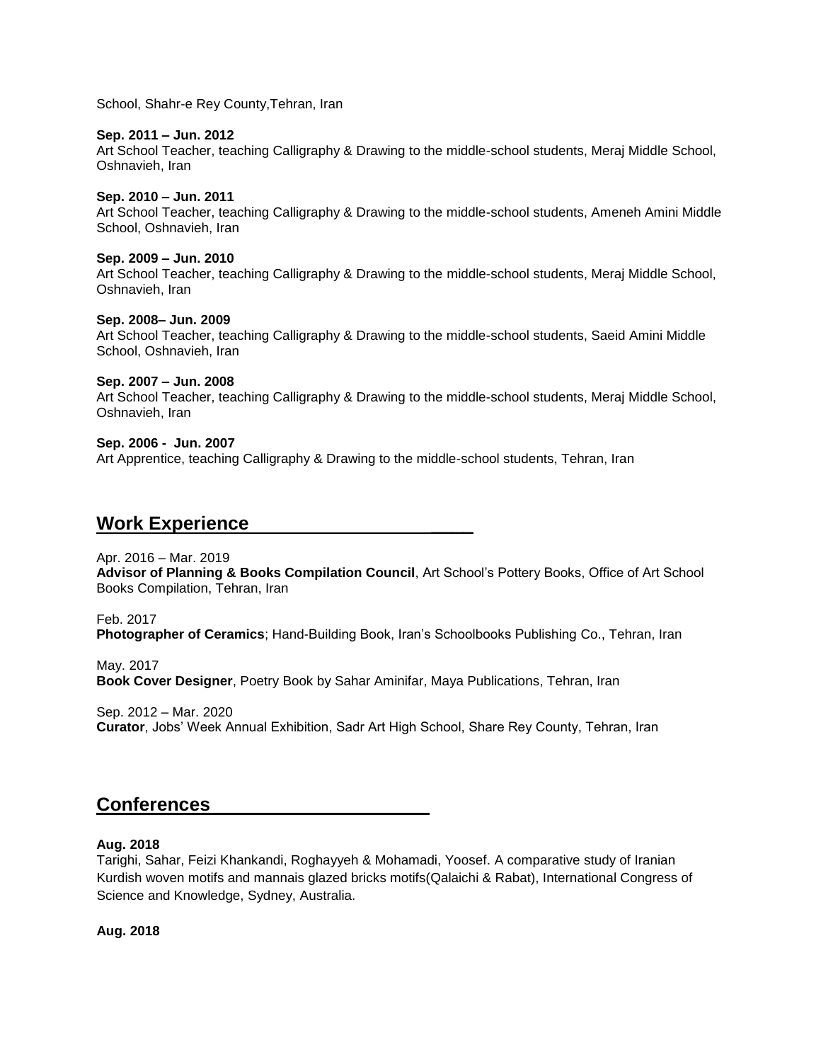School, Shahr-e Rey County,Tehran, Iran

**Sep. 2011 – Jun. 2012**
Art School Teacher, teaching Calligraphy & Drawing to the middle-school students, Meraj Middle School, Oshnavieh, Iran

**Sep. 2010 – Jun. 2011**
Art School Teacher, teaching Calligraphy & Drawing to the middle-school students, Ameneh Amini Middle School, Oshnavieh, Iran

**Sep. 2009 – Jun. 2010**
Art School Teacher, teaching Calligraphy & Drawing to the middle-school students, Meraj Middle School, Oshnavieh, Iran

**Sep. 2008– Jun. 2009**
Art School Teacher, teaching Calligraphy & Drawing to the middle-school students, Saeid Amini Middle School, Oshnavieh, Iran

**Sep. 2007 – Jun. 2008**
Art School Teacher, teaching Calligraphy & Drawing to the middle-school students, Meraj Middle School, Oshnavieh, Iran

**Sep. 2006 - Jun. 2007**
Art Apprentice, teaching Calligraphy & Drawing to the middle-school students, Tehran, Iran

## Work Experience

Apr. 2016 – Mar. 2019
**Advisor of Planning & Books Compilation Council**, Art School's Pottery Books, Office of Art School Books Compilation, Tehran, Iran

Feb. 2017
**Photographer of Ceramics**; Hand-Building Book, Iran's Schoolbooks Publishing Co., Tehran, Iran

May. 2017
**Book Cover Designer**, Poetry Book by Sahar Aminifar, Maya Publications, Tehran, Iran

Sep. 2012 – Mar. 2020
**Curator**, Jobs' Week Annual Exhibition, Sadr Art High School, Share Rey County, Tehran, Iran

## Conferences

**Aug. 2018**
Tarighi, Sahar, Feizi Khankandi, Roghayyeh & Mohamadi, Yoosef. A comparative study of Iranian Kurdish woven motifs and mannais glazed bricks motifs(Qalaichi & Rabat), International Congress of Science and Knowledge, Sydney, Australia.

**Aug. 2018**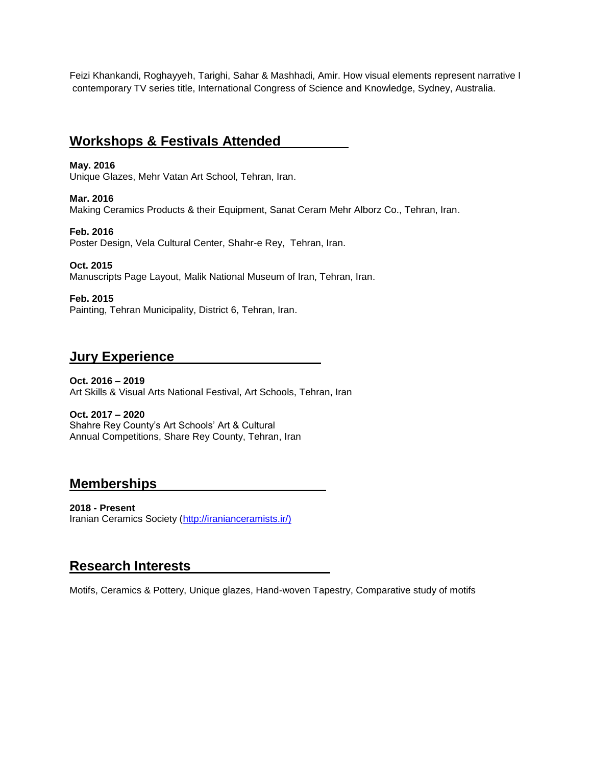Feizi Khankandi, Roghayyeh, Tarighi, Sahar & Mashhadi, Amir. How visual elements represent narrative I contemporary TV series title, International Congress of Science and Knowledge, Sydney, Australia.

## Workshops & Festivals Attended

**May. 2016**
Unique Glazes, Mehr Vatan Art School, Tehran, Iran.

**Mar. 2016**
Making Ceramics Products & their Equipment, Sanat Ceram Mehr Alborz Co., Tehran, Iran.

**Feb. 2016**
Poster Design, Vela Cultural Center, Shahr-e Rey, Tehran, Iran.

**Oct. 2015**
Manuscripts Page Layout, Malik National Museum of Iran, Tehran, Iran.

**Feb. 2015**
Painting, Tehran Municipality, District 6, Tehran, Iran.

## Jury Experience

**Oct. 2016 – 2019**
Art Skills & Visual Arts National Festival, Art Schools, Tehran, Iran

**Oct. 2017 – 2020**
Shahre Rey County's Art Schools' Art & Cultural Annual Competitions, Share Rey County, Tehran, Iran

## Memberships

**2018 - Present**
Iranian Ceramics Society (http://irananceramists.ir/)

## Research Interests

Motifs, Ceramics & Pottery, Unique glazes, Hand-woven Tapestry, Comparative study of motifs